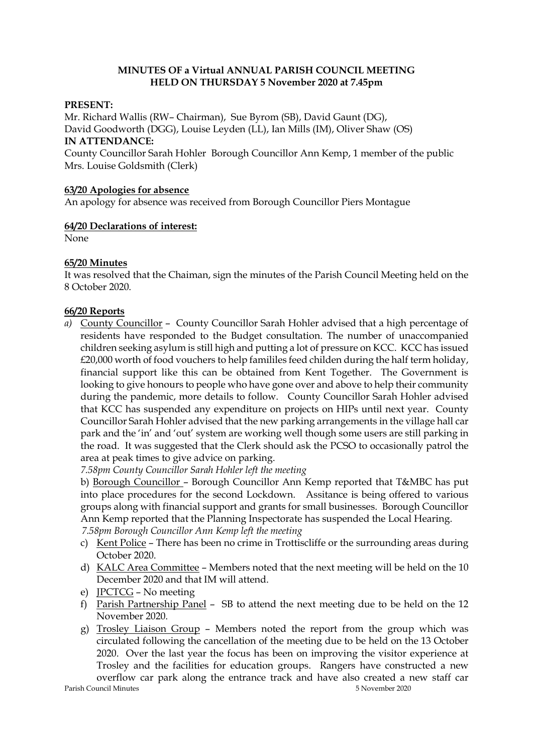**MINUTES OF a Virtual ANNUAL PARISH COUNCIL MEETING HELD ON THURSDAY 5 November 2020 at 7.45pm**

**PRESENT:**

Mr. Richard Wallis (RW– Chairman), Sue Byrom (SB), David Gaunt (DG), David Goodworth (DGG), Louise Leyden (LL), Ian Mills (IM), Oliver Shaw (OS)

**IN ATTENDANCE:**

County Councillor Sarah Hohler Borough Councillor Ann Kemp, 1 member of the public
Mrs. Louise Goldsmith (Clerk)

**63/20 Apologies for absence**

An apology for absence was received from Borough Councillor Piers Montague

**64/20 Declarations of interest:**

None

**65/20 Minutes**

It was resolved that the Chaiman, sign the minutes of the Parish Council Meeting held on the 8 October 2020.

**66/20 Reports**

*a)* County Councillor – County Councillor Sarah Hohler advised that a high percentage of residents have responded to the Budget consultation. The number of unaccompanied children seeking asylum is still high and putting a lot of pressure on KCC. KCC has issued £20,000 worth of food vouchers to help famililes feed childen during the half term holiday, financial support like this can be obtained from Kent Together. The Government is looking to give honours to people who have gone over and above to help their community during the pandemic, more details to follow. County Councillor Sarah Hohler advised that KCC has suspended any expenditure on projects on HIPs until next year. County Councillor Sarah Hohler advised that the new parking arrangements in the village hall car park and the 'in' and 'out' system are working well though some users are still parking in the road. It was suggested that the Clerk should ask the PCSO to occasionally patrol the area at peak times to give advice on parking.

*7.58pm County Councillor Sarah Hohler left the meeting*

b) Borough Councillor – Borough Councillor Ann Kemp reported that T&MBC has put into place procedures for the second Lockdown. Assitance is being offered to various groups along with financial support and grants for small businesses. Borough Councillor Ann Kemp reported that the Planning Inspectorate has suspended the Local Hearing.

*7.58pm Borough Councillor Ann Kemp left the meeting*

c) Kent Police – There has been no crime in Trottiscliffe or the surrounding areas during October 2020.

d) KALC Area Committee – Members noted that the next meeting will be held on the 10 December 2020 and that IM will attend.

e) JPCTCG – No meeting

f) Parish Partnership Panel – SB to attend the next meeting due to be held on the 12 November 2020.

g) Trosley Liaison Group – Members noted the report from the group which was circulated following the cancellation of the meeting due to be held on the 13 October 2020. Over the last year the focus has been on improving the visitor experience at Trosley and the facilities for education groups. Rangers have constructed a new overflow car park along the entrance track and have also created a new staff car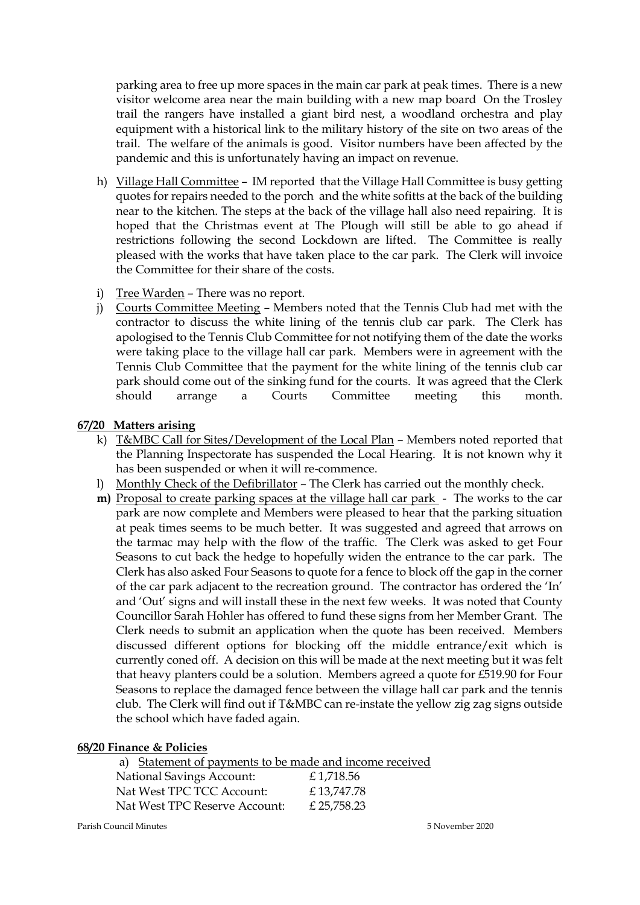parking area to free up more spaces in the main car park at peak times. There is a new visitor welcome area near the main building with a new map board On the Trosley trail the rangers have installed a giant bird nest, a woodland orchestra and play equipment with a historical link to the military history of the site on two areas of the trail. The welfare of the animals is good. Visitor numbers have been affected by the pandemic and this is unfortunately having an impact on revenue.

h) Village Hall Committee – IM reported that the Village Hall Committee is busy getting quotes for repairs needed to the porch and the white sofitts at the back of the building near to the kitchen. The steps at the back of the village hall also need repairing. It is hoped that the Christmas event at The Plough will still be able to go ahead if restrictions following the second Lockdown are lifted. The Committee is really pleased with the works that have taken place to the car park. The Clerk will invoice the Committee for their share of the costs.

i) Tree Warden – There was no report.

j) Courts Committee Meeting – Members noted that the Tennis Club had met with the contractor to discuss the white lining of the tennis club car park. The Clerk has apologised to the Tennis Club Committee for not notifying them of the date the works were taking place to the village hall car park. Members were in agreement with the Tennis Club Committee that the payment for the white lining of the tennis club car park should come out of the sinking fund for the courts. It was agreed that the Clerk should arrange a Courts Committee meeting this month.

**67/20 Matters arising**

k) T&MBC Call for Sites/Development of the Local Plan – Members noted reported that the Planning Inspectorate has suspended the Local Hearing. It is not known why it has been suspended or when it will re-commence.

l) Monthly Check of the Defibrillator – The Clerk has carried out the monthly check.

**m)** Proposal to create parking spaces at the village hall car park - The works to the car park are now complete and Members were pleased to hear that the parking situation at peak times seems to be much better. It was suggested and agreed that arrows on the tarmac may help with the flow of the traffic. The Clerk was asked to get Four Seasons to cut back the hedge to hopefully widen the entrance to the car park. The Clerk has also asked Four Seasons to quote for a fence to block off the gap in the corner of the car park adjacent to the recreation ground. The contractor has ordered the 'In' and 'Out' signs and will install these in the next few weeks. It was noted that County Councillor Sarah Hohler has offered to fund these signs from her Member Grant. The Clerk needs to submit an application when the quote has been received. Members discussed different options for blocking off the middle entrance/exit which is currently coned off. A decision on this will be made at the next meeting but it was felt that heavy planters could be a solution. Members agreed a quote for £519.90 for Four Seasons to replace the damaged fence between the village hall car park and the tennis club. The Clerk will find out if T&MBC can re-instate the yellow zig zag signs outside the school which have faded again.

**68/20 Finance & Policies**

a) Statement of payments to be made and income received

| | |
|---|---|
| National Savings Account: | £ 1,718.56 |
| Nat West TPC TCC Account: | £ 13,747.78 |
| Nat West TPC Reserve Account: | £ 25,758.23 |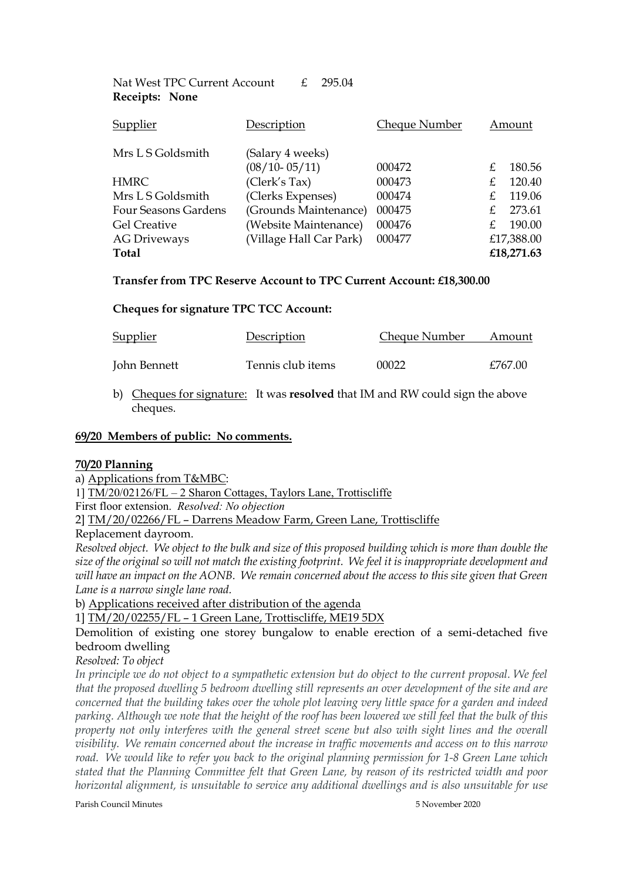Nat West TPC Current Account £ 295.04

**Receipts: None**

| Supplier | Description | Cheque Number | Amount |
|---|---|---|---|
| Mrs L S Goldsmith | (Salary 4 weeks) (08/10- 05/11) | 000472 | £ 180.56 |
| HMRC | (Clerk's Tax) | 000473 | £ 120.40 |
| Mrs L S Goldsmith | (Clerks Expenses) | 000474 | £ 119.06 |
| Four Seasons Gardens | (Grounds Maintenance) | 000475 | £ 273.61 |
| Gel Creative | (Website Maintenance) | 000476 | £ 190.00 |
| AG Driveways | (Village Hall Car Park) | 000477 | £17,388.00 |
| **Total** | | | **£18,271.63** |

**Transfer from TPC Reserve Account to TPC Current Account: £18,300.00**

**Cheques for signature TPC TCC Account:**

| Supplier | Description | Cheque Number | Amount |
|---|---|---|---|
| John Bennett | Tennis club items | 00022 | £767.00 |

b) Cheques for signature: It was **resolved** that IM and RW could sign the above cheques.

## 69/20 Members of public: No comments.

## 70/20 Planning

a) Applications from T&MBC:

1] TM/20/02126/FL – 2 Sharon Cottages, Taylors Lane, Trottiscliffe

First floor extension. *Resolved: No objection*

2] TM/20/02266/FL – Darrens Meadow Farm, Green Lane, Trottiscliffe

Replacement dayroom.

*Resolved object. We object to the bulk and size of this proposed building which is more than double the size of the original so will not match the existing footprint. We feel it is inappropriate development and will have an impact on the AONB. We remain concerned about the access to this site given that Green Lane is a narrow single lane road.*

b) Applications received after distribution of the agenda

1] TM/20/02255/FL – 1 Green Lane, Trottiscliffe, ME19 5DX

Demolition of existing one storey bungalow to enable erection of a semi-detached five bedroom dwelling

*Resolved: To object*

*In principle we do not object to a sympathetic extension but do object to the current proposal. We feel that the proposed dwelling 5 bedroom dwelling still represents an over development of the site and are concerned that the building takes over the whole plot leaving very little space for a garden and indeed parking. Although we note that the height of the roof has been lowered we still feel that the bulk of this property not only interferes with the general street scene but also with sight lines and the overall visibility. We remain concerned about the increase in traffic movements and access on to this narrow road. We would like to refer you back to the original planning permission for 1-8 Green Lane which stated that the Planning Committee felt that Green Lane, by reason of its restricted width and poor horizontal alignment, is unsuitable to service any additional dwellings and is also unsuitable for use*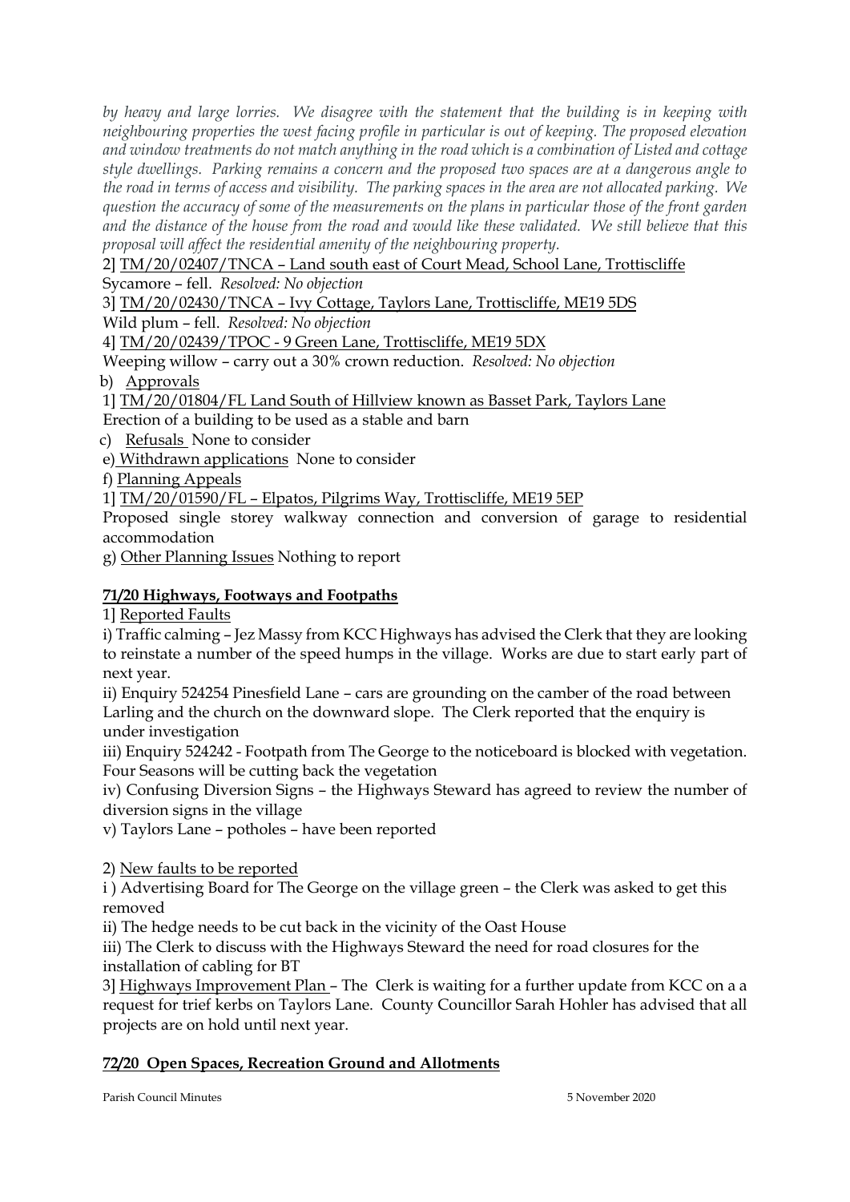*by heavy and large lorries. We disagree with the statement that the building is in keeping with neighbouring properties the west facing profile in particular is out of keeping. The proposed elevation and window treatments do not match anything in the road which is a combination of Listed and cottage style dwellings. Parking remains a concern and the proposed two spaces are at a dangerous angle to the road in terms of access and visibility. The parking spaces in the area are not allocated parking. We question the accuracy of some of the measurements on the plans in particular those of the front garden and the distance of the house from the road and would like these validated. We still believe that this proposal will affect the residential amenity of the neighbouring property.*

2] <u>TM/20/02407/TNCA – Land south east of Court Mead, School Lane, Trottiscliffe</u>
Sycamore – fell. *Resolved: No objection*

3] <u>TM/20/02430/TNCA – Ivy Cottage, Taylors Lane, Trottiscliffe, ME19 5DS</u>
Wild plum – fell. *Resolved: No objection*

4] <u>TM/20/02439/TPOC - 9 Green Lane, Trottiscliffe, ME19 5DX</u>
Weeping willow – carry out a 30% crown reduction. *Resolved: No objection*

b) <u>Approvals</u>

1] <u>TM/20/01804/FL Land South of Hillview known as Basset Park, Taylors Lane</u>
Erection of a building to be used as a stable and barn

c) <u>Refusals</u> None to consider

e) <u>Withdrawn applications</u> None to consider

f) <u>Planning Appeals</u>

1] <u>TM/20/01590/FL – Elpatos, Pilgrims Way, Trottiscliffe, ME19 5EP</u>
Proposed single storey walkway connection and conversion of garage to residential accommodation

g) <u>Other Planning Issues</u> Nothing to report

## 71/20 Highways, Footways and Footpaths

1] <u>Reported Faults</u>

i) Traffic calming – Jez Massy from KCC Highways has advised the Clerk that they are looking to reinstate a number of the speed humps in the village. Works are due to start early part of next year.

ii) Enquiry 524254 Pinesfield Lane – cars are grounding on the camber of the road between Larling and the church on the downward slope. The Clerk reported that the enquiry is under investigation

iii) Enquiry 524242 - Footpath from The George to the noticeboard is blocked with vegetation. Four Seasons will be cutting back the vegetation

iv) Confusing Diversion Signs – the Highways Steward has agreed to review the number of diversion signs in the village

v) Taylors Lane – potholes – have been reported

2) <u>New faults to be reported</u>

i ) Advertising Board for The George on the village green – the Clerk was asked to get this removed

ii) The hedge needs to be cut back in the vicinity of the Oast House

iii) The Clerk to discuss with the Highways Steward the need for road closures for the installation of cabling for BT

3] <u>Highways Improvement Plan</u> – The Clerk is waiting for a further update from KCC on a a request for trief kerbs on Taylors Lane. County Councillor Sarah Hohler has advised that all projects are on hold until next year.

## 72/20 Open Spaces, Recreation Ground and Allotments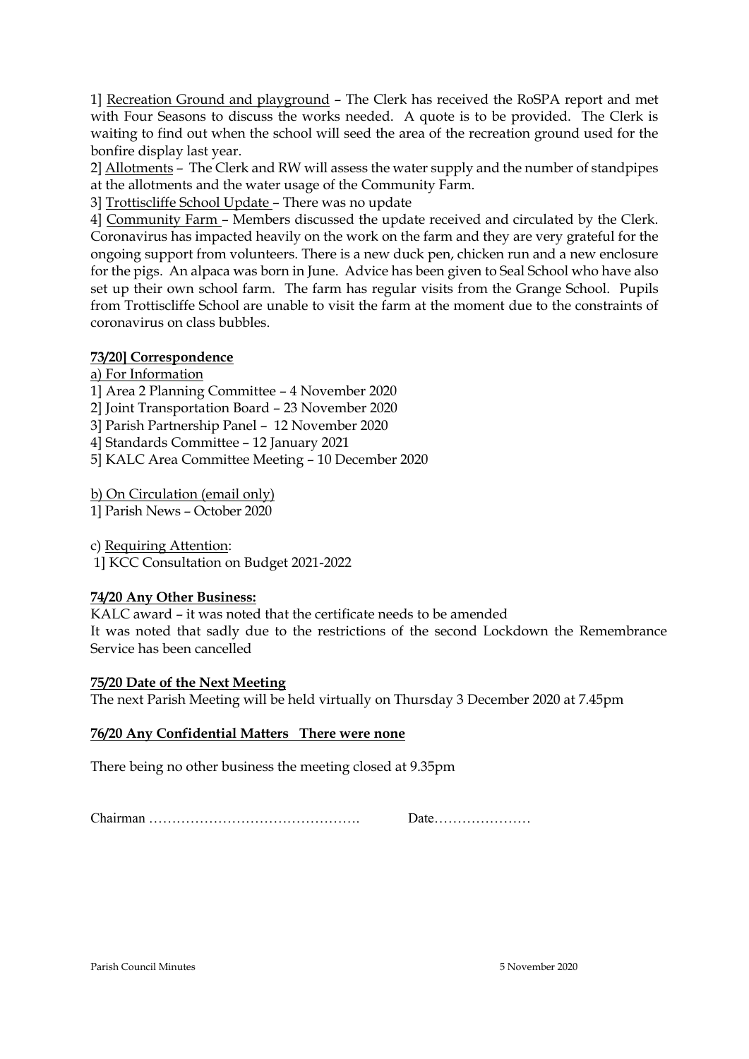1] Recreation Ground and playground – The Clerk has received the RoSPA report and met with Four Seasons to discuss the works needed. A quote is to be provided. The Clerk is waiting to find out when the school will seed the area of the recreation ground used for the bonfire display last year.

2] Allotments – The Clerk and RW will assess the water supply and the number of standpipes at the allotments and the water usage of the Community Farm.

3] Trottiscliffe School Update – There was no update

4] Community Farm – Members discussed the update received and circulated by the Clerk. Coronavirus has impacted heavily on the work on the farm and they are very grateful for the ongoing support from volunteers. There is a new duck pen, chicken run and a new enclosure for the pigs. An alpaca was born in June. Advice has been given to Seal School who have also set up their own school farm. The farm has regular visits from the Grange School. Pupils from Trottiscliffe School are unable to visit the farm at the moment due to the constraints of coronavirus on class bubbles.

**73/20] Correspondence**

a) For Information

1] Area 2 Planning Committee – 4 November 2020
2] Joint Transportation Board – 23 November 2020
3] Parish Partnership Panel – 12 November 2020
4] Standards Committee – 12 January 2021
5] KALC Area Committee Meeting – 10 December 2020

b) On Circulation (email only)

1] Parish News – October 2020

c) Requiring Attention:

1] KCC Consultation on Budget 2021-2022

**74/20 Any Other Business:**

KALC award – it was noted that the certificate needs to be amended
It was noted that sadly due to the restrictions of the second Lockdown the Remembrance Service has been cancelled

**75/20 Date of the Next Meeting**

The next Parish Meeting will be held virtually on Thursday 3 December 2020 at 7.45pm

**76/20 Any Confidential Matters There were none**

There being no other business the meeting closed at 9.35pm

Chairman ………………………………………. Date…………………